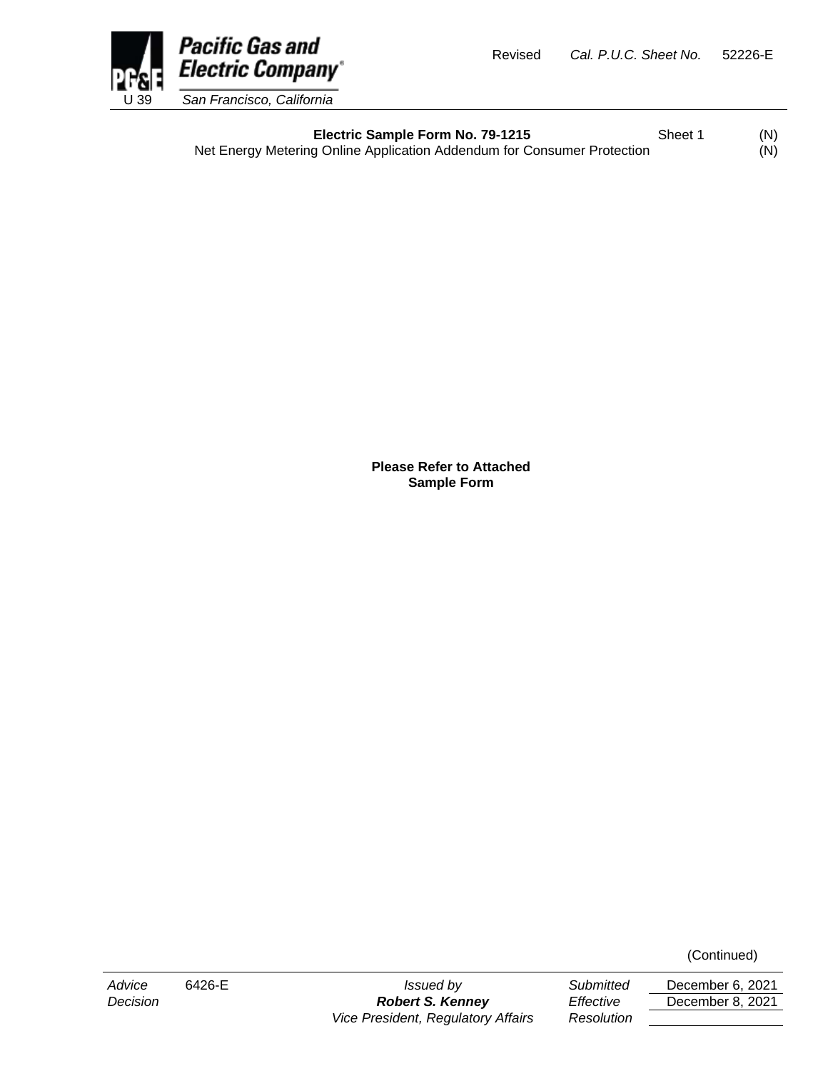Pacific Gas and Electric Company

U 39 San Francisco, California

Revised *Cal. P.U.C. Sheet No.* 52226-E

**Electric Sample Form No. 79-1215** Sheet 1 (N)

Net Energy Metering Online Application Addendum for Consumer Protection (N)

**Please Refer to Attached Sample Form**

(Continued)

| *Advice* | 6426-E | *Issued by* | *Submitted* | December 6, 2021 |
|---|---|---|---|---|
| *Decision* | | ***Robert S. Kenney*** | *Effective* | December 8, 2021 |
| | | *Vice President, Regulatory Affairs* | *Resolution* | |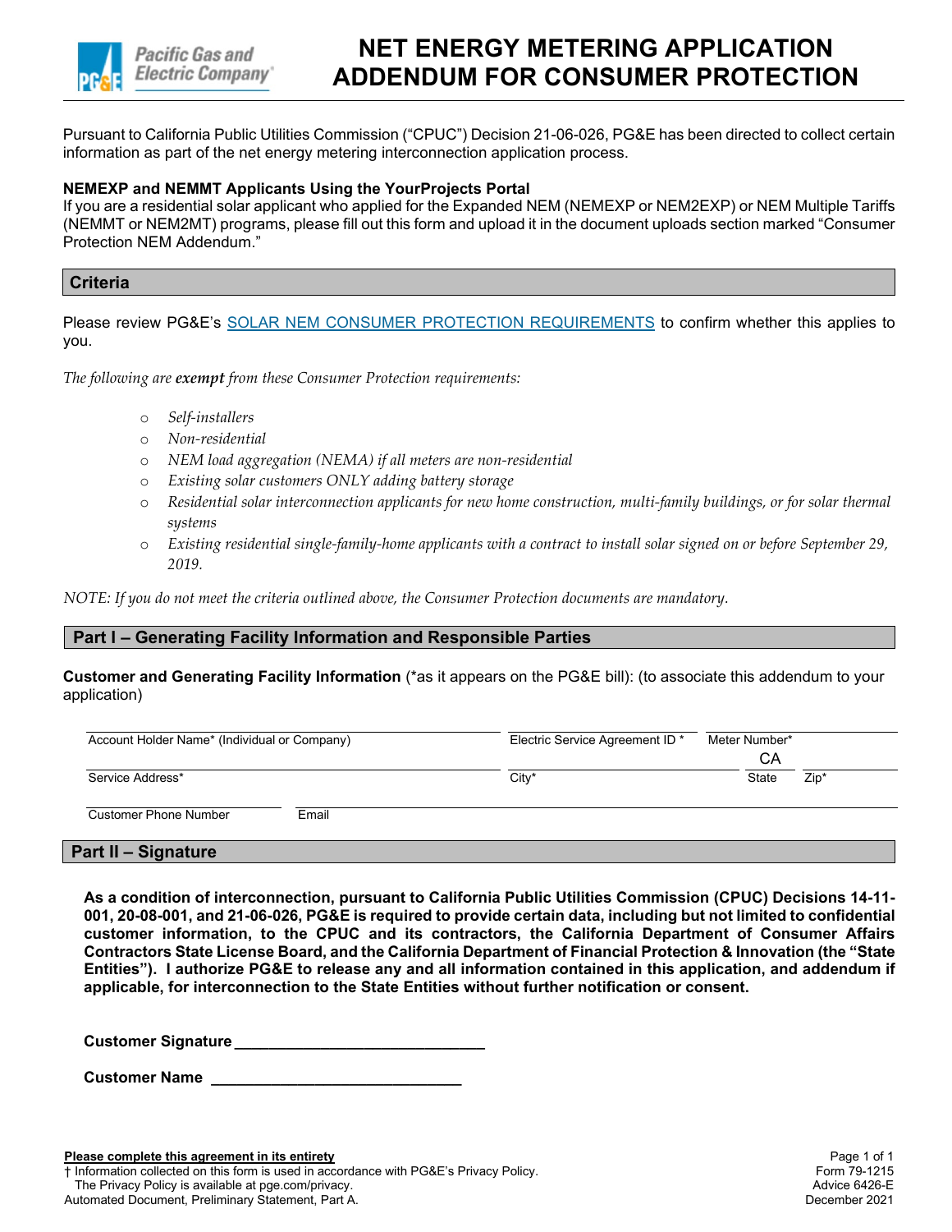# NET ENERGY METERING APPLICATION ADDENDUM FOR CONSUMER PROTECTION

Pacific Gas and Electric Company

Pursuant to California Public Utilities Commission ("CPUC") Decision 21-06-026, PG&E has been directed to collect certain information as part of the net energy metering interconnection application process.

**NEMEXP and NEMMT Applicants Using the YourProjects Portal**

If you are a residential solar applicant who applied for the Expanded NEM (NEMEXP or NEM2EXP) or NEM Multiple Tariffs (NEMMT or NEM2MT) programs, please fill out this form and upload it in the document uploads section marked "Consumer Protection NEM Addendum."

## Criteria

Please review PG&E's SOLAR NEM CONSUMER PROTECTION REQUIREMENTS to confirm whether this applies to you.

*The following are **exempt** from these Consumer Protection requirements:*

- *Self-installers*
- *Non-residential*
- *NEM load aggregation (NEMA) if all meters are non-residential*
- *Existing solar customers ONLY adding battery storage*
- *Residential solar interconnection applicants for new home construction, multi-family buildings, or for solar thermal systems*
- *Existing residential single-family-home applicants with a contract to install solar signed on or before September 29, 2019.*

*NOTE: If you do not meet the criteria outlined above, the Consumer Protection documents are mandatory.*

## Part I – Generating Facility Information and Responsible Parties

**Customer and Generating Facility Information** (*as it appears on the PG&E bill): (to associate this addendum to your application)

| | | |
|---|---|---|
| Account Holder Name* (Individual or Company) | Electric Service Agreement ID * | Meter Number* |

| | | | |
|---|---|---|---|
| Service Address* | City* | State: CA | Zip* |

| | |
|---|---|
| Customer Phone Number | Email |

## Part II – Signature

**As a condition of interconnection, pursuant to California Public Utilities Commission (CPUC) Decisions 14-11-001, 20-08-001, and 21-06-026, PG&E is required to provide certain data, including but not limited to confidential customer information, to the CPUC and its contractors, the California Department of Consumer Affairs Contractors State License Board, and the California Department of Financial Protection & Innovation (the "State Entities"). I authorize PG&E to release any and all information contained in this application, and addendum if applicable, for interconnection to the State Entities without further notification or consent.**

**Customer Signature** ______________________________

**Customer Name** ______________________________

**Please complete this agreement in its entirety**

† Information collected on this form is used in accordance with PG&E's Privacy Policy. The Privacy Policy is available at pge.com/privacy.

Automated Document, Preliminary Statement, Part A.

Form 79-1215
Advice 6426-E
December 2021